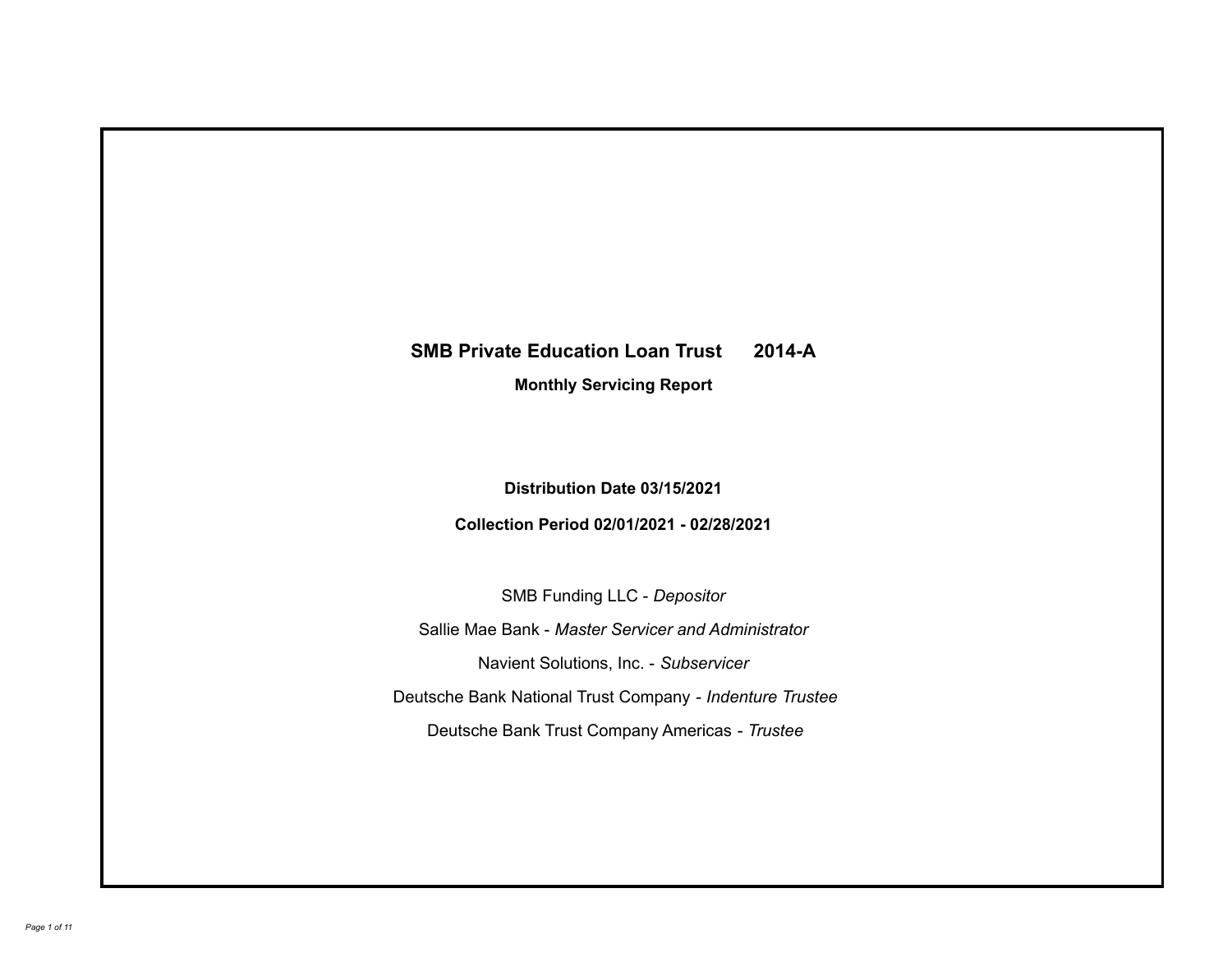# SMB Private Education Loan Trust 2014-A

## Monthly Servicing Report

**Distribution Date 03/15/2021**

**Collection Period 02/01/2021 - 02/28/2021**

SMB Funding LLC - *Depositor*

Sallie Mae Bank - *Master Servicer and Administrator*

Navient Solutions, Inc. - *Subservicer*

Deutsche Bank National Trust Company - *Indenture Trustee*

Deutsche Bank Trust Company Americas - *Trustee*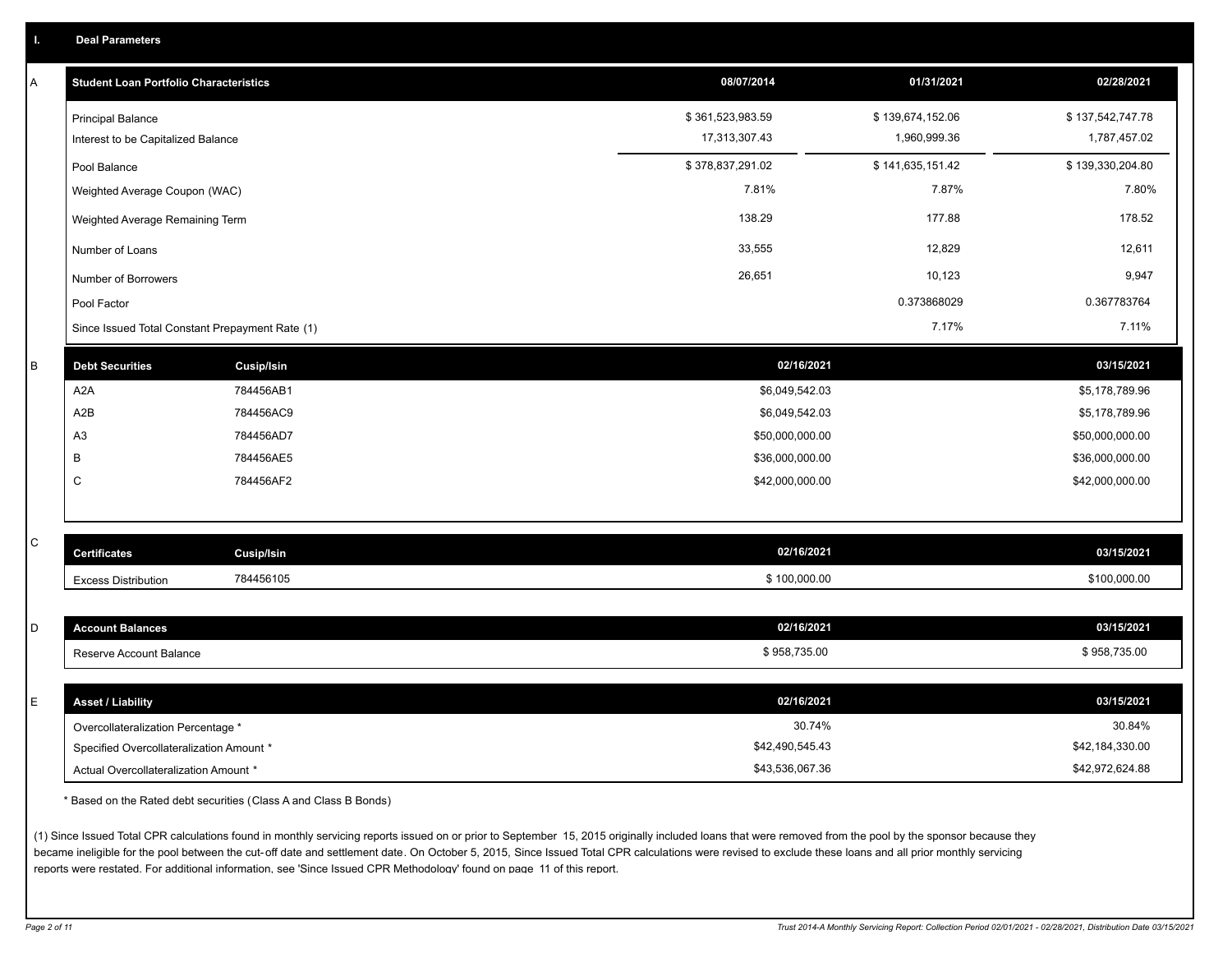## I. Deal Parameters

### A

| Student Loan Portfolio Characteristics | 08/07/2014 | 01/31/2021 | 02/28/2021 |
|---|---|---|---|
| Principal Balance | $ 361,523,983.59 | $ 139,674,152.06 | $ 137,542,747.78 |
| Interest to be Capitalized Balance | 17,313,307.43 | 1,960,999.36 | 1,787,457.02 |
| Pool Balance | $ 378,837,291.02 | $ 141,635,151.42 | $ 139,330,204.80 |
| Weighted Average Coupon (WAC) | 7.81% | 7.87% | 7.80% |
| Weighted Average Remaining Term | 138.29 | 177.88 | 178.52 |
| Number of Loans | 33,555 | 12,829 | 12,611 |
| Number of Borrowers | 26,651 | 10,123 | 9,947 |
| Pool Factor | | 0.373868029 | 0.367783764 |
| Since Issued Total Constant Prepayment Rate (1) | | 7.17% | 7.11% |

### B

| Debt Securities | Cusip/Isin | 02/16/2021 | 03/15/2021 |
|---|---|---|---|
| A2A | 784456AB1 | $6,049,542.03 | $5,178,789.96 |
| A2B | 784456AC9 | $6,049,542.03 | $5,178,789.96 |
| A3 | 784456AD7 | $50,000,000.00 | $50,000,000.00 |
| B | 784456AE5 | $36,000,000.00 | $36,000,000.00 |
| C | 784456AF2 | $42,000,000.00 | $42,000,000.00 |

### C

| Certificates | Cusip/Isin | 02/16/2021 | 03/15/2021 |
|---|---|---|---|
| Excess Distribution | 784456105 | $ 100,000.00 | $100,000.00 |

### D

| Account Balances | 02/16/2021 | 03/15/2021 |
|---|---|---|
| Reserve Account Balance | $ 958,735.00 | $ 958,735.00 |

### E

| Asset / Liability | 02/16/2021 | 03/15/2021 |
|---|---|---|
| Overcollateralization Percentage * | 30.74% | 30.84% |
| Specified Overcollateralization Amount * | $42,490,545.43 | $42,184,330.00 |
| Actual Overcollateralization Amount * | $43,536,067.36 | $42,972,624.88 |

* Based on the Rated debt securities (Class A and Class B Bonds)

(1) Since Issued Total CPR calculations found in monthly servicing reports issued on or prior to September 15, 2015 originally included loans that were removed from the pool by the sponsor because they became ineligible for the pool between the cut-off date and settlement date. On October 5, 2015, Since Issued Total CPR calculations were revised to exclude these loans and all prior monthly servicing reports were restated. For additional information, see 'Since Issued CPR Methodology' found on page 11 of this report.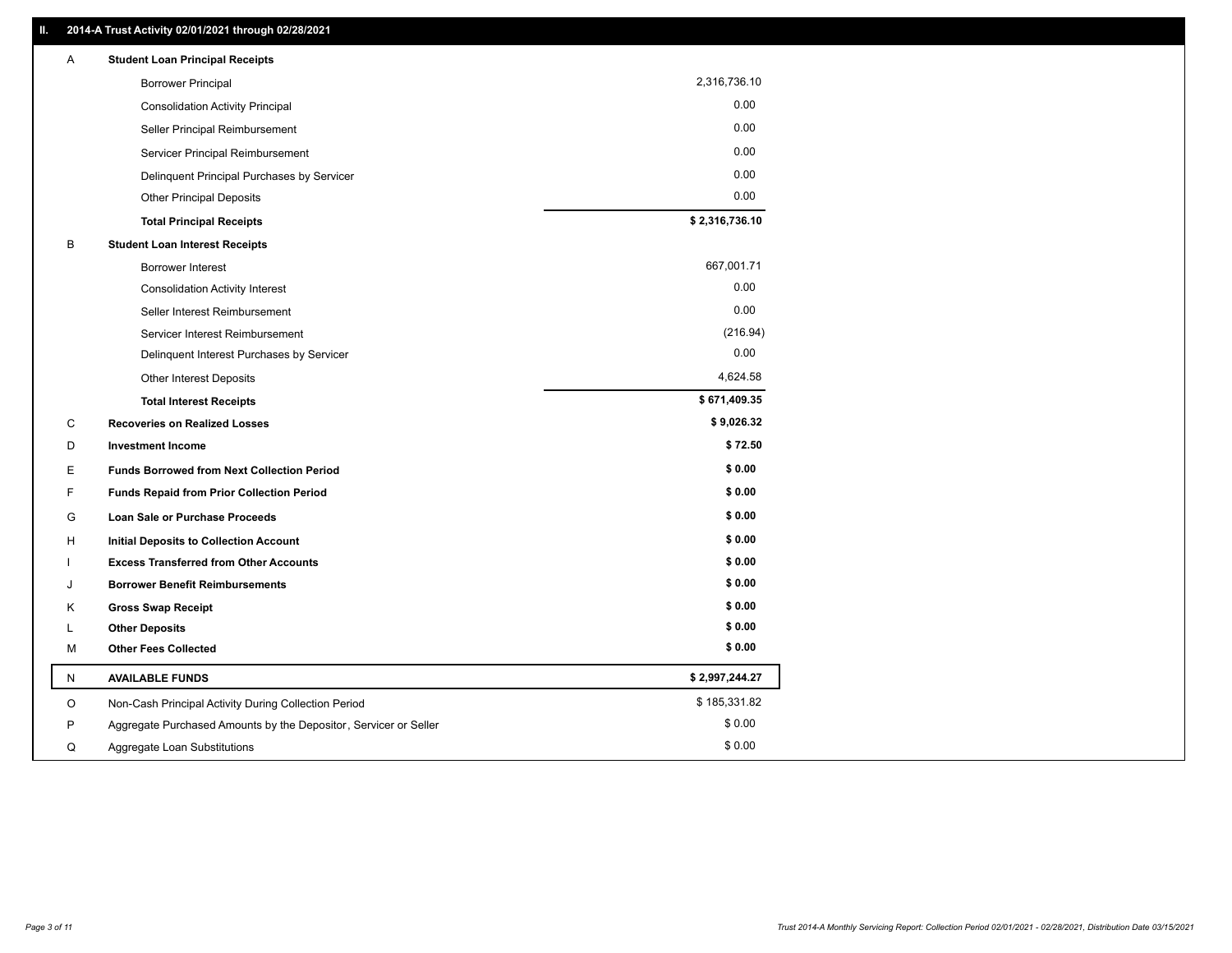## II. 2014-A Trust Activity 02/01/2021 through 02/28/2021

| | | |
|---|---|---|
| A | **Student Loan Principal Receipts** | |
| | Borrower Principal | 2,316,736.10 |
| | Consolidation Activity Principal | 0.00 |
| | Seller Principal Reimbursement | 0.00 |
| | Servicer Principal Reimbursement | 0.00 |
| | Delinquent Principal Purchases by Servicer | 0.00 |
| | Other Principal Deposits | 0.00 |
| | **Total Principal Receipts** | **$ 2,316,736.10** |
| B | **Student Loan Interest Receipts** | |
| | Borrower Interest | 667,001.71 |
| | Consolidation Activity Interest | 0.00 |
| | Seller Interest Reimbursement | 0.00 |
| | Servicer Interest Reimbursement | (216.94) |
| | Delinquent Interest Purchases by Servicer | 0.00 |
| | Other Interest Deposits | 4,624.58 |
| | **Total Interest Receipts** | **$ 671,409.35** |
| C | **Recoveries on Realized Losses** | **$ 9,026.32** |
| D | **Investment Income** | **$ 72.50** |
| E | **Funds Borrowed from Next Collection Period** | **$ 0.00** |
| F | **Funds Repaid from Prior Collection Period** | **$ 0.00** |
| G | **Loan Sale or Purchase Proceeds** | **$ 0.00** |
| H | **Initial Deposits to Collection Account** | **$ 0.00** |
| I | **Excess Transferred from Other Accounts** | **$ 0.00** |
| J | **Borrower Benefit Reimbursements** | **$ 0.00** |
| K | **Gross Swap Receipt** | **$ 0.00** |
| L | **Other Deposits** | **$ 0.00** |
| M | **Other Fees Collected** | **$ 0.00** |
| N | **AVAILABLE FUNDS** | **$ 2,997,244.27** |
| O | Non-Cash Principal Activity During Collection Period | $ 185,331.82 |
| P | Aggregate Purchased Amounts by the Depositor, Servicer or Seller | $ 0.00 |
| Q | Aggregate Loan Substitutions | $ 0.00 |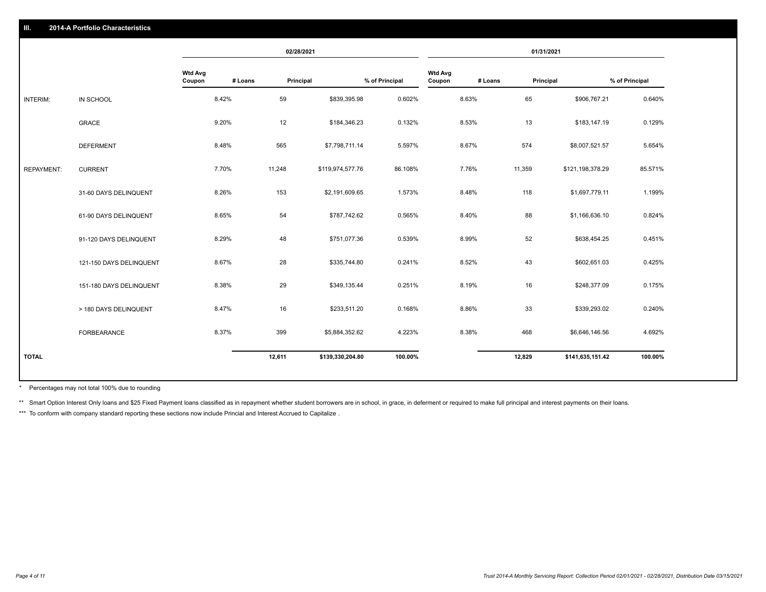## III. 2014-A Portfolio Characteristics

| | | 02/28/2021 | | | | 01/31/2021 | | | |
|---|---|---|---|---|---|---|---|---|---|
| | | Wtd Avg Coupon | # Loans | Principal | % of Principal | Wtd Avg Coupon | # Loans | Principal | % of Principal |
| INTERIM: | IN SCHOOL | 8.42% | 59 | $839,395.98 | 0.602% | 8.63% | 65 | $906,767.21 | 0.640% |
| | GRACE | 9.20% | 12 | $184,346.23 | 0.132% | 8.53% | 13 | $183,147.19 | 0.129% |
| | DEFERMENT | 8.48% | 565 | $7,798,711.14 | 5.597% | 8.67% | 574 | $8,007,521.57 | 5.654% |
| REPAYMENT: | CURRENT | 7.70% | 11,248 | $119,974,577.76 | 86.108% | 7.76% | 11,359 | $121,198,378.29 | 85.571% |
| | 31-60 DAYS DELINQUENT | 8.26% | 153 | $2,191,609.65 | 1.573% | 8.48% | 118 | $1,697,779.11 | 1.199% |
| | 61-90 DAYS DELINQUENT | 8.65% | 54 | $787,742.62 | 0.565% | 8.40% | 88 | $1,166,636.10 | 0.824% |
| | 91-120 DAYS DELINQUENT | 8.29% | 48 | $751,077.36 | 0.539% | 8.99% | 52 | $638,454.25 | 0.451% |
| | 121-150 DAYS DELINQUENT | 8.67% | 28 | $335,744.80 | 0.241% | 8.52% | 43 | $602,651.03 | 0.425% |
| | 151-180 DAYS DELINQUENT | 8.38% | 29 | $349,135.44 | 0.251% | 8.19% | 16 | $248,377.09 | 0.175% |
| | > 180 DAYS DELINQUENT | 8.47% | 16 | $233,511.20 | 0.168% | 8.86% | 33 | $339,293.02 | 0.240% |
| | FORBEARANCE | 8.37% | 399 | $5,884,352.62 | 4.223% | 8.38% | 468 | $6,646,146.56 | 4.692% |
| TOTAL | | | 12,611 | $139,330,204.80 | 100.00% | | 12,829 | $141,635,151.42 | 100.00% |

* Percentages may not total 100% due to rounding

** Smart Option Interest Only loans and $25 Fixed Payment loans classified as in repayment whether student borrowers are in school, in grace, in deferment or required to make full principal and interest payments on their loans.

*** To conform with company standard reporting these sections now include Princial and Interest Accrued to Capitalize .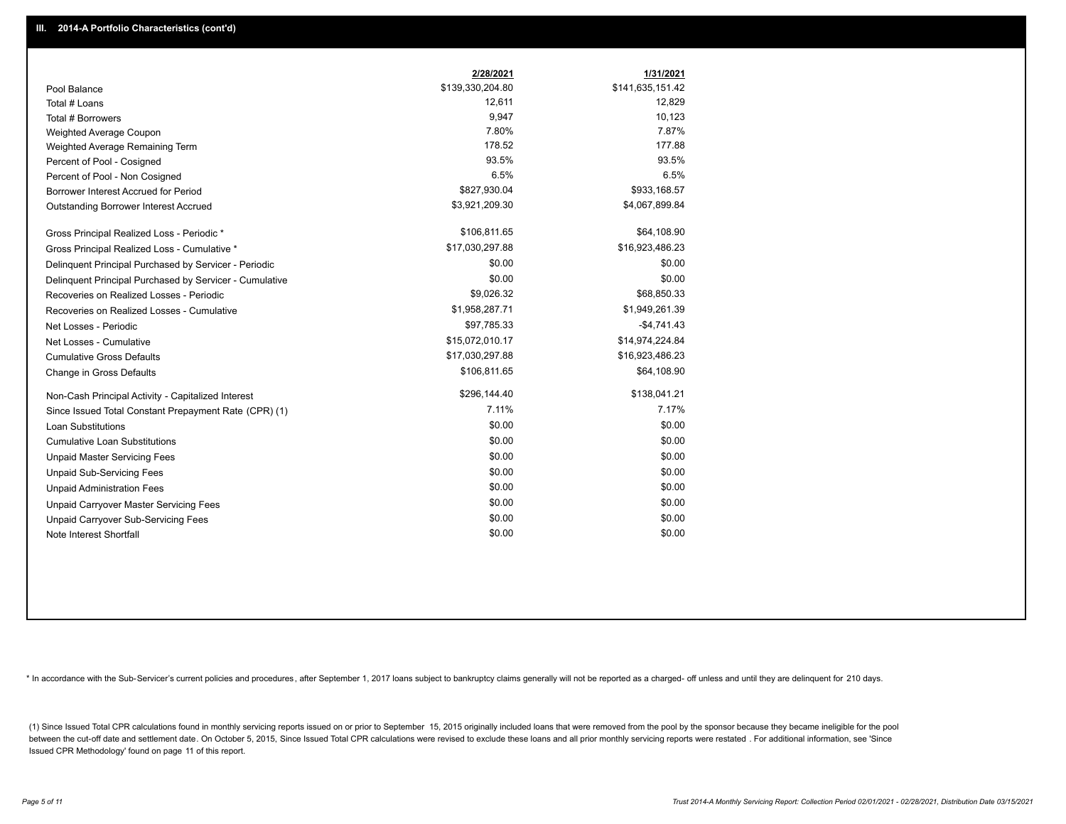## III. 2014-A Portfolio Characteristics (cont'd)

| | 2/28/2021 | 1/31/2021 |
|---|---|---|
| Pool Balance | $139,330,204.80 | $141,635,151.42 |
| Total # Loans | 12,611 | 12,829 |
| Total # Borrowers | 9,947 | 10,123 |
| Weighted Average Coupon | 7.80% | 7.87% |
| Weighted Average Remaining Term | 178.52 | 177.88 |
| Percent of Pool - Cosigned | 93.5% | 93.5% |
| Percent of Pool - Non Cosigned | 6.5% | 6.5% |
| Borrower Interest Accrued for Period | $827,930.04 | $933,168.57 |
| Outstanding Borrower Interest Accrued | $3,921,209.30 | $4,067,899.84 |
| Gross Principal Realized Loss - Periodic * | $106,811.65 | $64,108.90 |
| Gross Principal Realized Loss - Cumulative * | $17,030,297.88 | $16,923,486.23 |
| Delinquent Principal Purchased by Servicer - Periodic | $0.00 | $0.00 |
| Delinquent Principal Purchased by Servicer - Cumulative | $0.00 | $0.00 |
| Recoveries on Realized Losses - Periodic | $9,026.32 | $68,850.33 |
| Recoveries on Realized Losses - Cumulative | $1,958,287.71 | $1,949,261.39 |
| Net Losses - Periodic | $97,785.33 | -$4,741.43 |
| Net Losses - Cumulative | $15,072,010.17 | $14,974,224.84 |
| Cumulative Gross Defaults | $17,030,297.88 | $16,923,486.23 |
| Change in Gross Defaults | $106,811.65 | $64,108.90 |
| Non-Cash Principal Activity - Capitalized Interest | $296,144.40 | $138,041.21 |
| Since Issued Total Constant Prepayment Rate (CPR) (1) | 7.11% | 7.17% |
| Loan Substitutions | $0.00 | $0.00 |
| Cumulative Loan Substitutions | $0.00 | $0.00 |
| Unpaid Master Servicing Fees | $0.00 | $0.00 |
| Unpaid Sub-Servicing Fees | $0.00 | $0.00 |
| Unpaid Administration Fees | $0.00 | $0.00 |
| Unpaid Carryover Master Servicing Fees | $0.00 | $0.00 |
| Unpaid Carryover Sub-Servicing Fees | $0.00 | $0.00 |
| Note Interest Shortfall | $0.00 | $0.00 |

* In accordance with the Sub-Servicer's current policies and procedures, after September 1, 2017 loans subject to bankruptcy claims generally will not be reported as a charged- off unless and until they are delinquent for 210 days.

(1) Since Issued Total CPR calculations found in monthly servicing reports issued on or prior to September 15, 2015 originally included loans that were removed from the pool by the sponsor because they became ineligible for the pool between the cut-off date and settlement date. On October 5, 2015, Since Issued Total CPR calculations were revised to exclude these loans and all prior monthly servicing reports were restated . For additional information, see 'Since Issued CPR Methodology' found on page 11 of this report.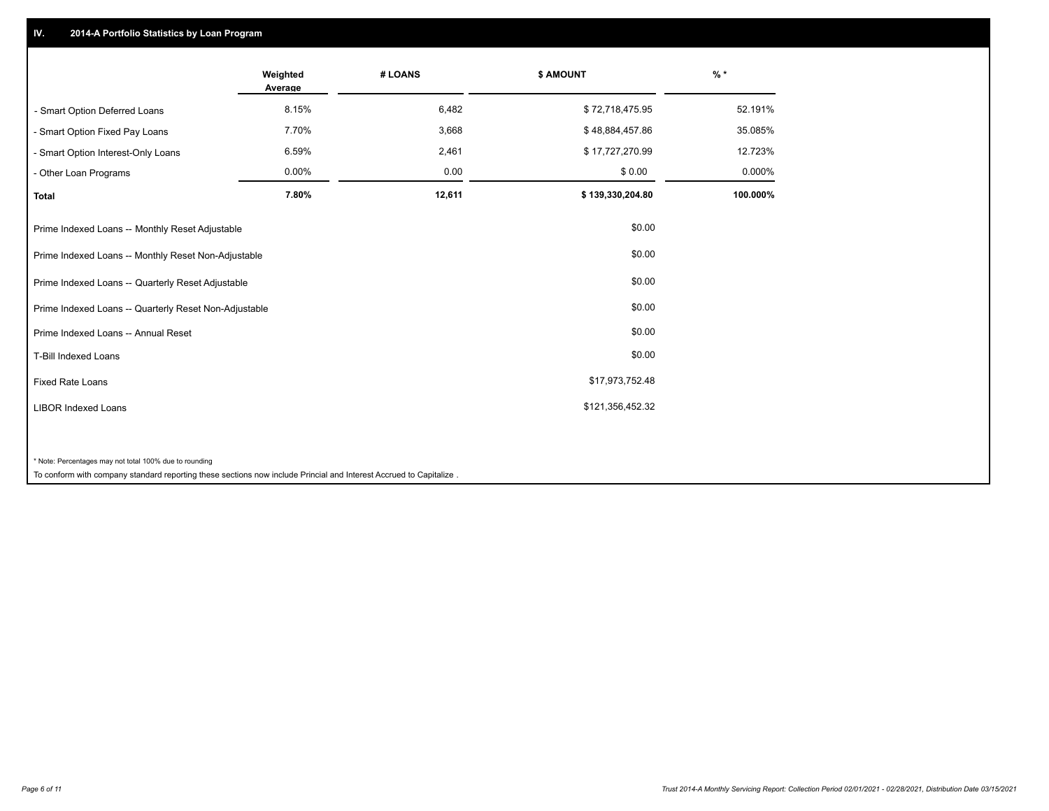## IV. 2014-A Portfolio Statistics by Loan Program

| | Weighted Average | # LOANS | $ AMOUNT | % * |
|---|---|---|---|---|
| - Smart Option Deferred Loans | 8.15% | 6,482 | $ 72,718,475.95 | 52.191% |
| - Smart Option Fixed Pay Loans | 7.70% | 3,668 | $ 48,884,457.86 | 35.085% |
| - Smart Option Interest-Only Loans | 6.59% | 2,461 | $ 17,727,270.99 | 12.723% |
| - Other Loan Programs | 0.00% | 0.00 | $ 0.00 | 0.000% |
| **Total** | **7.80%** | **12,611** | **$ 139,330,204.80** | **100.000%** |

| | |
|---|---|
| Prime Indexed Loans -- Monthly Reset Adjustable | $0.00 |
| Prime Indexed Loans -- Monthly Reset Non-Adjustable | $0.00 |
| Prime Indexed Loans -- Quarterly Reset Adjustable | $0.00 |
| Prime Indexed Loans -- Quarterly Reset Non-Adjustable | $0.00 |
| Prime Indexed Loans -- Annual Reset | $0.00 |
| T-Bill Indexed Loans | $0.00 |
| Fixed Rate Loans | $17,973,752.48 |
| LIBOR Indexed Loans | $121,356,452.32 |

* Note: Percentages may not total 100% due to rounding

To conform with company standard reporting these sections now include Princial and Interest Accrued to Capitalize .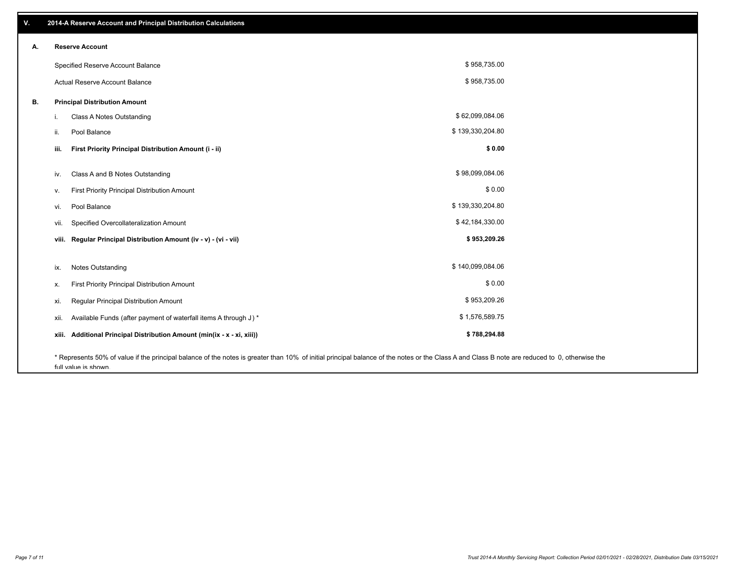## V. 2014-A Reserve Account and Principal Distribution Calculations

### A. Reserve Account

| | |
|---|---|
| Specified Reserve Account Balance | $ 958,735.00 |
| Actual Reserve Account Balance | $ 958,735.00 |

### B. Principal Distribution Amount

| | | |
|---|---|---|
| i. | Class A Notes Outstanding | $ 62,099,084.06 |
| ii. | Pool Balance | $ 139,330,204.80 |
| **iii.** | **First Priority Principal Distribution Amount (i - ii)** | **$ 0.00** |
| iv. | Class A and B Notes Outstanding | $ 98,099,084.06 |
| v. | First Priority Principal Distribution Amount | $ 0.00 |
| vi. | Pool Balance | $ 139,330,204.80 |
| vii. | Specified Overcollateralization Amount | $ 42,184,330.00 |
| **viii.** | **Regular Principal Distribution Amount (iv - v) - (vi - vii)** | **$ 953,209.26** |
| ix. | Notes Outstanding | $ 140,099,084.06 |
| x. | First Priority Principal Distribution Amount | $ 0.00 |
| xi. | Regular Principal Distribution Amount | $ 953,209.26 |
| xii. | Available Funds (after payment of waterfall items A through J ) * | $ 1,576,589.75 |
| **xiii.** | **Additional Principal Distribution Amount (min(ix - x - xi, xiii))** | **$ 788,294.88** |

* Represents 50% of value if the principal balance of the notes is greater than 10% of initial principal balance of the notes or the Class A and Class B note are reduced to 0, otherwise the full value is shown.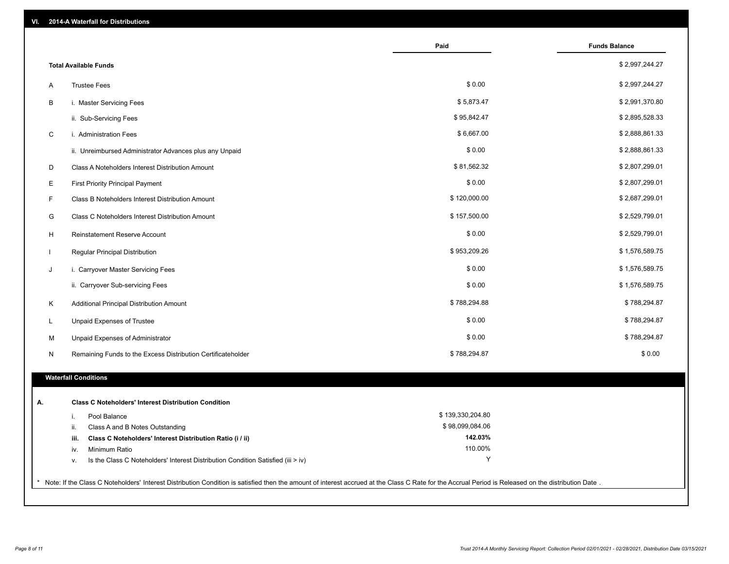## VI. 2014-A Waterfall for Distributions

| | | Paid | Funds Balance |
|---|---|---|---|
| | **Total Available Funds** | | $ 2,997,244.27 |
| A | Trustee Fees | $ 0.00 | $ 2,997,244.27 |
| B | i. Master Servicing Fees | $ 5,873.47 | $ 2,991,370.80 |
| | ii. Sub-Servicing Fees | $ 95,842.47 | $ 2,895,528.33 |
| C | i. Administration Fees | $ 6,667.00 | $ 2,888,861.33 |
| | ii. Unreimbursed Administrator Advances plus any Unpaid | $ 0.00 | $ 2,888,861.33 |
| D | Class A Noteholders Interest Distribution Amount | $ 81,562.32 | $ 2,807,299.01 |
| E | First Priority Principal Payment | $ 0.00 | $ 2,807,299.01 |
| F | Class B Noteholders Interest Distribution Amount | $ 120,000.00 | $ 2,687,299.01 |
| G | Class C Noteholders Interest Distribution Amount | $ 157,500.00 | $ 2,529,799.01 |
| H | Reinstatement Reserve Account | $ 0.00 | $ 2,529,799.01 |
| I | Regular Principal Distribution | $ 953,209.26 | $ 1,576,589.75 |
| J | i. Carryover Master Servicing Fees | $ 0.00 | $ 1,576,589.75 |
| | ii. Carryover Sub-servicing Fees | $ 0.00 | $ 1,576,589.75 |
| K | Additional Principal Distribution Amount | $ 788,294.88 | $ 788,294.87 |
| L | Unpaid Expenses of Trustee | $ 0.00 | $ 788,294.87 |
| M | Unpaid Expenses of Administrator | $ 0.00 | $ 788,294.87 |
| N | Remaining Funds to the Excess Distribution Certificateholder | $ 788,294.87 | $ 0.00 |

### Waterfall Conditions

| | | | |
|---|---|---|---|
| **A.** | | **Class C Noteholders' Interest Distribution Condition** | |
| | i. | Pool Balance | $ 139,330,204.80 |
| | ii. | Class A and B Notes Outstanding | $ 98,099,084.06 |
| | **iii.** | **Class C Noteholders' Interest Distribution Ratio (i / ii)** | **142.03%** |
| | iv. | Minimum Ratio | 110.00% |
| | v. | Is the Class C Noteholders' Interest Distribution Condition Satisfied (iii > iv) | Y |

* Note: If the Class C Noteholders' Interest Distribution Condition is satisfied then the amount of interest accrued at the Class C Rate for the Accrual Period is Released on the distribution Date .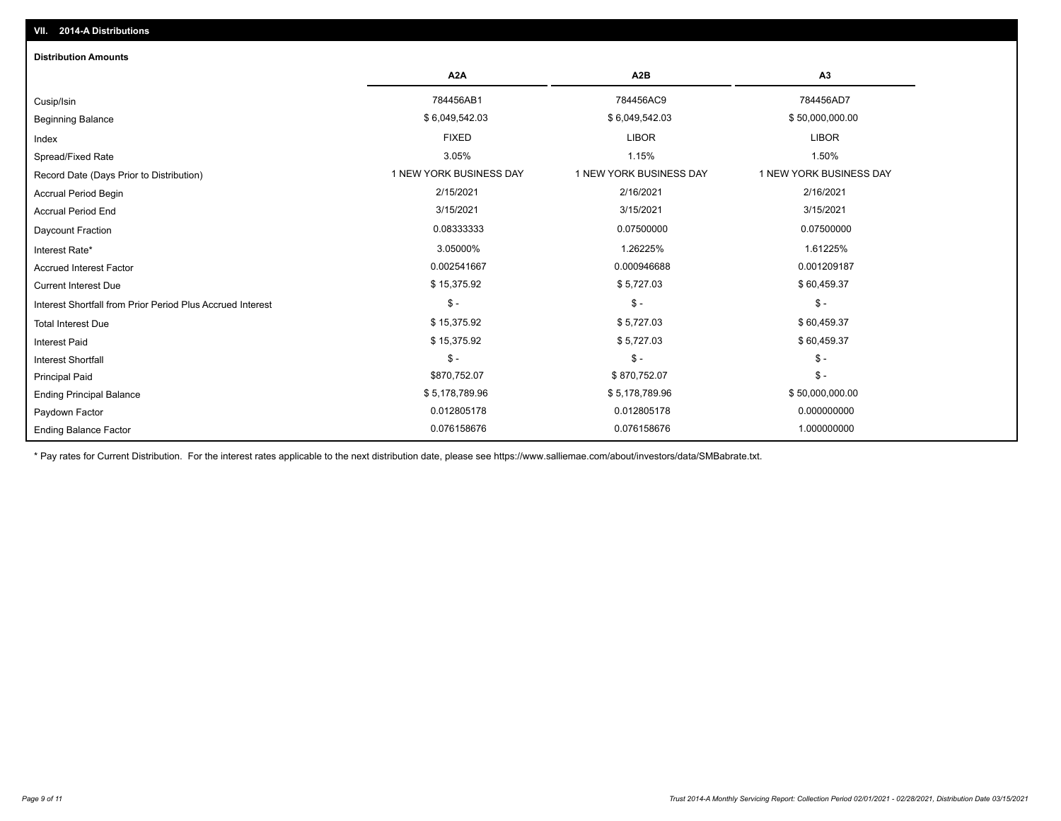## VII. 2014-A Distributions

### Distribution Amounts

| | A2A | A2B | A3 |
|---|---|---|---|
| Cusip/Isin | 784456AB1 | 784456AC9 | 784456AD7 |
| Beginning Balance | $ 6,049,542.03 | $ 6,049,542.03 | $ 50,000,000.00 |
| Index | FIXED | LIBOR | LIBOR |
| Spread/Fixed Rate | 3.05% | 1.15% | 1.50% |
| Record Date (Days Prior to Distribution) | 1 NEW YORK BUSINESS DAY | 1 NEW YORK BUSINESS DAY | 1 NEW YORK BUSINESS DAY |
| Accrual Period Begin | 2/15/2021 | 2/16/2021 | 2/16/2021 |
| Accrual Period End | 3/15/2021 | 3/15/2021 | 3/15/2021 |
| Daycount Fraction | 0.08333333 | 0.07500000 | 0.07500000 |
| Interest Rate* | 3.05000% | 1.26225% | 1.61225% |
| Accrued Interest Factor | 0.002541667 | 0.000946688 | 0.001209187 |
| Current Interest Due | $ 15,375.92 | $ 5,727.03 | $ 60,459.37 |
| Interest Shortfall from Prior Period Plus Accrued Interest | $ - | $ - | $ - |
| Total Interest Due | $ 15,375.92 | $ 5,727.03 | $ 60,459.37 |
| Interest Paid | $ 15,375.92 | $ 5,727.03 | $ 60,459.37 |
| Interest Shortfall | $ - | $ - | $ - |
| Principal Paid | $870,752.07 | $ 870,752.07 | $ - |
| Ending Principal Balance | $ 5,178,789.96 | $ 5,178,789.96 | $ 50,000,000.00 |
| Paydown Factor | 0.012805178 | 0.012805178 | 0.000000000 |
| Ending Balance Factor | 0.076158676 | 0.076158676 | 1.000000000 |

* Pay rates for Current Distribution. For the interest rates applicable to the next distribution date, please see https://www.salliemae.com/about/investors/data/SMBabrate.txt.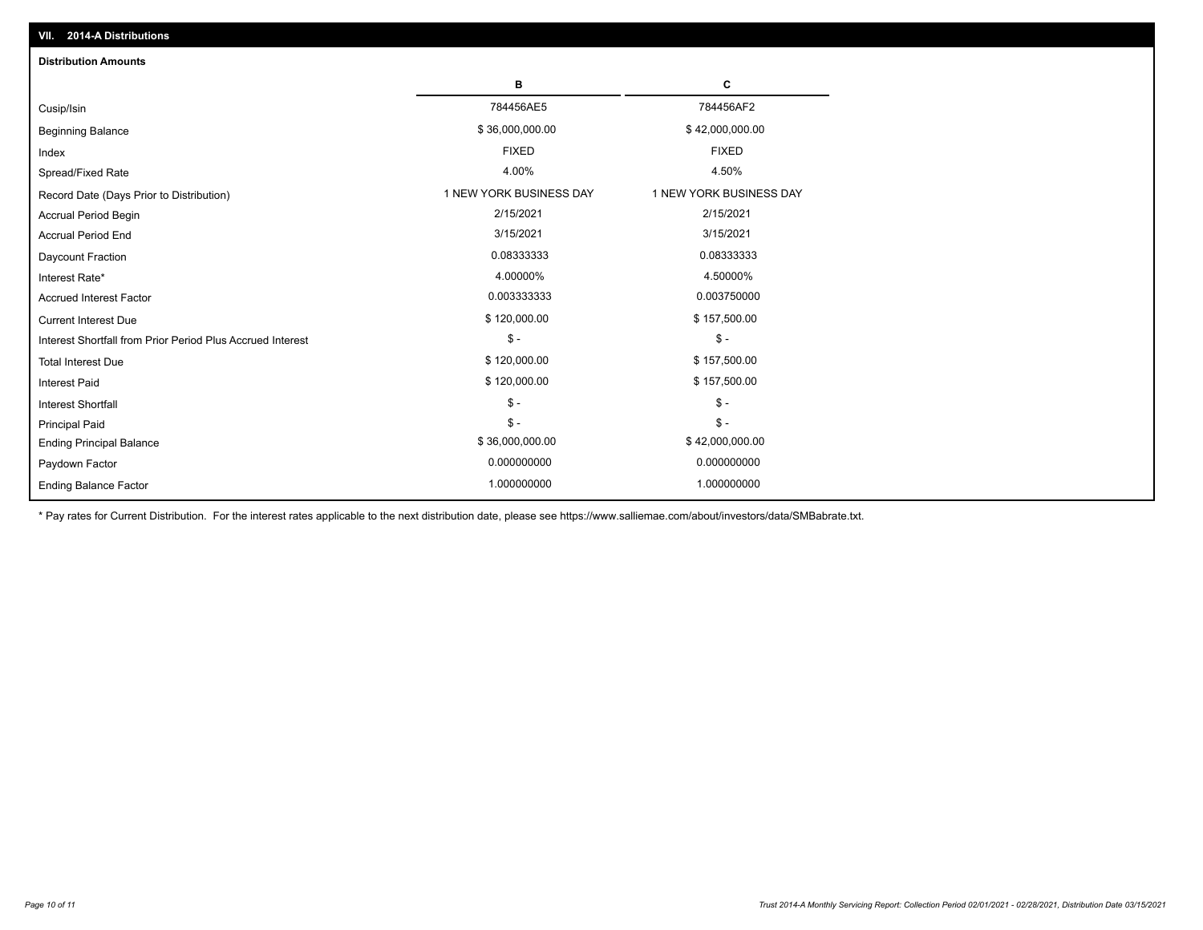## VII. 2014-A Distributions

### Distribution Amounts

| | B | C |
|---|---|---|
| Cusip/Isin | 784456AE5 | 784456AF2 |
| Beginning Balance | $ 36,000,000.00 | $ 42,000,000.00 |
| Index | FIXED | FIXED |
| Spread/Fixed Rate | 4.00% | 4.50% |
| Record Date (Days Prior to Distribution) | 1 NEW YORK BUSINESS DAY | 1 NEW YORK BUSINESS DAY |
| Accrual Period Begin | 2/15/2021 | 2/15/2021 |
| Accrual Period End | 3/15/2021 | 3/15/2021 |
| Daycount Fraction | 0.08333333 | 0.08333333 |
| Interest Rate* | 4.00000% | 4.50000% |
| Accrued Interest Factor | 0.003333333 | 0.003750000 |
| Current Interest Due | $ 120,000.00 | $ 157,500.00 |
| Interest Shortfall from Prior Period Plus Accrued Interest | $ - | $ - |
| Total Interest Due | $ 120,000.00 | $ 157,500.00 |
| Interest Paid | $ 120,000.00 | $ 157,500.00 |
| Interest Shortfall | $ - | $ - |
| Principal Paid | $ - | $ - |
| Ending Principal Balance | $ 36,000,000.00 | $ 42,000,000.00 |
| Paydown Factor | 0.000000000 | 0.000000000 |
| Ending Balance Factor | 1.000000000 | 1.000000000 |

* Pay rates for Current Distribution. For the interest rates applicable to the next distribution date, please see https://www.salliemae.com/about/investors/data/SMBabrate.txt.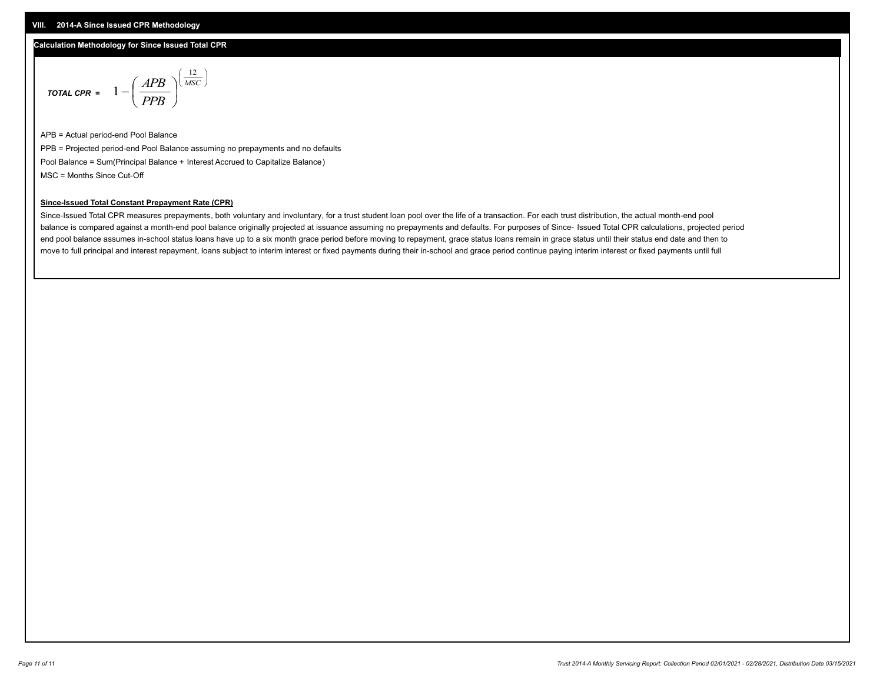## VIII. 2014-A Since Issued CPR Methodology

### Calculation Methodology for Since Issued Total CPR

***TOTAL CPR =*** $1 - \left(\dfrac{APB}{PPB}\right)^{\left(\frac{12}{MSC}\right)}$

APB = Actual period-end Pool Balance

PPB = Projected period-end Pool Balance assuming no prepayments and no defaults

Pool Balance = Sum(Principal Balance + Interest Accrued to Capitalize Balance)

MSC = Months Since Cut-Off

**Since-Issued Total Constant Prepayment Rate (CPR)**

Since-Issued Total CPR measures prepayments, both voluntary and involuntary, for a trust student loan pool over the life of a transaction. For each trust distribution, the actual month-end pool balance is compared against a month-end pool balance originally projected at issuance assuming no prepayments and defaults. For purposes of Since- Issued Total CPR calculations, projected period end pool balance assumes in-school status loans have up to a six month grace period before moving to repayment, grace status loans remain in grace status until their status end date and then to move to full principal and interest repayment, loans subject to interim interest or fixed payments during their in-school and grace period continue paying interim interest or fixed payments until full